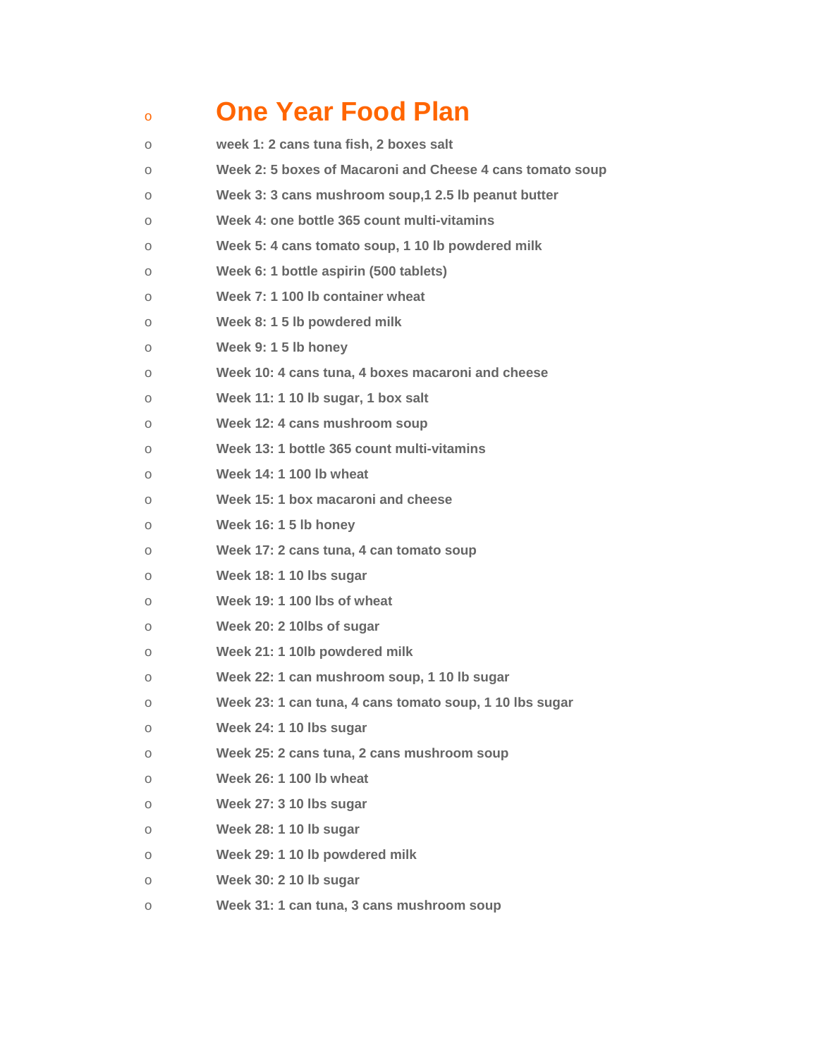# One Year Food Plan

- **week 1: 2 cans tuna fish, 2 boxes salt**
- **Week 2: 5 boxes of Macaroni and Cheese 4 cans tomato soup**
- **Week 3: 3 cans mushroom soup,1 2.5 lb peanut butter**
- **Week 4: one bottle 365 count multi-vitamins**
- **Week 5: 4 cans tomato soup, 1 10 lb powdered milk**
- **Week 6: 1 bottle aspirin (500 tablets)**
- **Week 7: 1 100 lb container wheat**
- **Week 8: 1 5 lb powdered milk**
- **Week 9: 1 5 lb honey**
- **Week 10: 4 cans tuna, 4 boxes macaroni and cheese**
- **Week 11: 1 10 lb sugar, 1 box salt**
- **Week 12: 4 cans mushroom soup**
- **Week 13: 1 bottle 365 count multi-vitamins**
- **Week 14: 1 100 lb wheat**
- **Week 15: 1 box macaroni and cheese**
- **Week 16: 1 5 lb honey**
- **Week 17: 2 cans tuna, 4 can tomato soup**
- **Week 18: 1 10 lbs sugar**
- **Week 19: 1 100 lbs of wheat**
- **Week 20: 2 10lbs of sugar**
- **Week 21: 1 10lb powdered milk**
- **Week 22: 1 can mushroom soup, 1 10 lb sugar**
- **Week 23: 1 can tuna, 4 cans tomato soup, 1 10 lbs sugar**
- **Week 24: 1 10 lbs sugar**
- **Week 25: 2 cans tuna, 2 cans mushroom soup**
- **Week 26: 1 100 lb wheat**
- **Week 27: 3 10 lbs sugar**
- **Week 28: 1 10 lb sugar**
- **Week 29: 1 10 lb powdered milk**
- **Week 30: 2 10 lb sugar**
- **Week 31: 1 can tuna, 3 cans mushroom soup**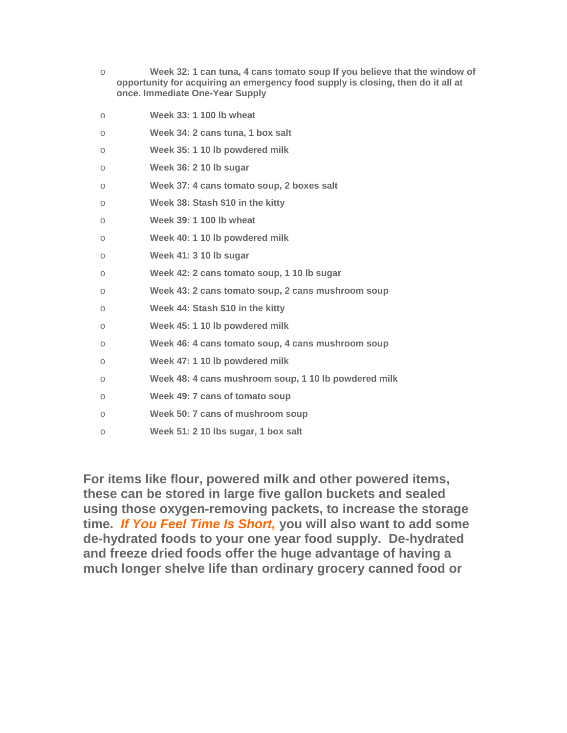- **Week 32: 1 can tuna, 4 cans tomato soup If you believe that the window of opportunity for acquiring an emergency food supply is closing, then do it all at once. Immediate One-Year Supply**
- **Week 33: 1 100 lb wheat**
- **Week 34: 2 cans tuna, 1 box salt**
- **Week 35: 1 10 lb powdered milk**
- **Week 36: 2 10 lb sugar**
- **Week 37: 4 cans tomato soup, 2 boxes salt**
- **Week 38: Stash $10 in the kitty**
- **Week 39: 1 100 lb wheat**
- **Week 40: 1 10 lb powdered milk**
- **Week 41: 3 10 lb sugar**
- **Week 42: 2 cans tomato soup, 1 10 lb sugar**
- **Week 43: 2 cans tomato soup, 2 cans mushroom soup**
- **Week 44: Stash $10 in the kitty**
- **Week 45: 1 10 lb powdered milk**
- **Week 46: 4 cans tomato soup, 4 cans mushroom soup**
- **Week 47: 1 10 lb powdered milk**
- **Week 48: 4 cans mushroom soup, 1 10 lb powdered milk**
- **Week 49: 7 cans of tomato soup**
- **Week 50: 7 cans of mushroom soup**
- **Week 51: 2 10 lbs sugar, 1 box salt**

**For items like flour, powered milk and other powered items, these can be stored in large five gallon buckets and sealed using those oxygen-removing packets, to increase the storage time. *If You Feel Time Is Short,* you will also want to add some de-hydrated foods to your one year food supply. De-hydrated and freeze dried foods offer the huge advantage of having a much longer shelve life than ordinary grocery canned food or**